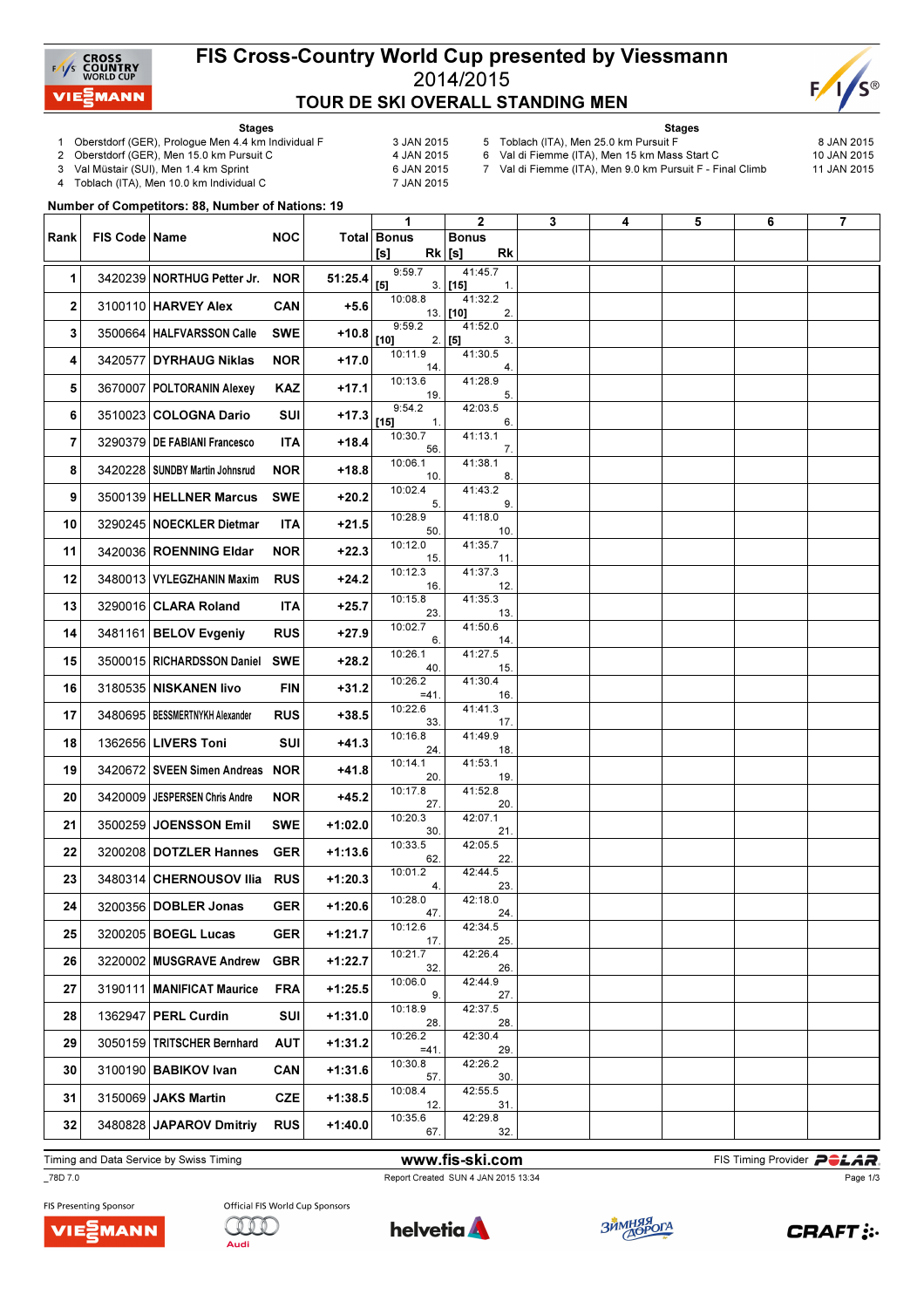# FIS Cross-Country World Cup presented by Viessmann

## 2014/2015

## TOUR DE SKI OVERALL STANDING MEN

**Stages**

1. Oberstdorf (GER), Prologue Men 4.4 km Individual F — 3 JAN 2015
2. Oberstdorf (GER), Men 15.0 km Pursuit C — 4 JAN 2015
3. Val Müstair (SUI), Men 1.4 km Sprint — 6 JAN 2015
4. Toblach (ITA), Men 10.0 km Individual C — 7 JAN 2015
5. Toblach (ITA), Men 25.0 km Pursuit F — 8 JAN 2015
6. Val di Fiemme (ITA), Men 15 km Mass Start C — 10 JAN 2015
7. Val di Fiemme (ITA), Men 9.0 km Pursuit F - Final Climb — 11 JAN 2015

**Number of Competitors: 88, Number of Nations: 19**

| Rank | FIS Code | Name | NOC | Total | 1 Time | 1 Bonus [s] | 1 Rk | 2 Time | 2 Bonus [s] | 2 Rk | 3 | 4 | 5 | 6 | 7 |
|---|---|---|---|---|---|---|---|---|---|---|---|---|---|---|---|
| 1 | 3420239 | NORTHUG Petter Jr. | NOR | 51:25.4 | 9:59.7 | [5] | 3. | 41:45.7 | [15] | 1. | | | | | |
| 2 | 3100110 | HARVEY Alex | CAN | +5.6 | 10:08.8 | | 13. | 41:32.2 | [10] | 2. | | | | | |
| 3 | 3500664 | HALFVARSSON Calle | SWE | +10.8 | 9:59.2 | [10] | 2. | 41:52.0 | [5] | 3. | | | | | |
| 4 | 3420577 | DYRHAUG Niklas | NOR | +17.0 | 10:11.9 | | 14. | 41:30.5 | | 4. | | | | | |
| 5 | 3670007 | POLTORANIN Alexey | KAZ | +17.1 | 10:13.6 | | 19. | 41:28.9 | | 5. | | | | | |
| 6 | 3510023 | COLOGNA Dario | SUI | +17.3 | 9:54.2 | [15] | 1. | 42:03.5 | | 6. | | | | | |
| 7 | 3290379 | DE FABIANI Francesco | ITA | +18.4 | 10:30.7 | | 56. | 41:13.1 | | 7. | | | | | |
| 8 | 3420228 | SUNDBY Martin Johnsrud | NOR | +18.8 | 10:06.1 | | 10. | 41:38.1 | | 8. | | | | | |
| 9 | 3500139 | HELLNER Marcus | SWE | +20.2 | 10:02.4 | | 5. | 41:43.2 | | 9. | | | | | |
| 10 | 3290245 | NOECKLER Dietmar | ITA | +21.5 | 10:28.9 | | 50. | 41:18.0 | | 10. | | | | | |
| 11 | 3420036 | ROENNING Eldar | NOR | +22.3 | 10:12.0 | | 15. | 41:35.7 | | 11. | | | | | |
| 12 | 3480013 | VYLEGZHANIN Maxim | RUS | +24.2 | 10:12.3 | | 16. | 41:37.3 | | 12. | | | | | |
| 13 | 3290016 | CLARA Roland | ITA | +25.7 | 10:15.8 | | 23. | 41:35.3 | | 13. | | | | | |
| 14 | 3481161 | BELOV Evgeniy | RUS | +27.9 | 10:02.7 | | 6. | 41:50.6 | | 14. | | | | | |
| 15 | 3500015 | RICHARDSSON Daniel | SWE | +28.2 | 10:26.1 | | 40. | 41:27.5 | | 15. | | | | | |
| 16 | 3180535 | NISKANEN Iivo | FIN | +31.2 | 10:26.2 | | =41. | 41:30.4 | | 16. | | | | | |
| 17 | 3480695 | BESSMERTNYKH Alexander | RUS | +38.5 | 10:22.6 | | 33. | 41:41.3 | | 17. | | | | | |
| 18 | 1362656 | LIVERS Toni | SUI | +41.3 | 10:16.8 | | 24. | 41:49.9 | | 18. | | | | | |
| 19 | 3420672 | SVEEN Simen Andreas | NOR | +41.8 | 10:14.1 | | 20. | 41:53.1 | | 19. | | | | | |
| 20 | 3420009 | JESPERSEN Chris Andre | NOR | +45.2 | 10:17.8 | | 27. | 41:52.8 | | 20. | | | | | |
| 21 | 3500259 | JOENSSON Emil | SWE | +1:02.0 | 10:20.3 | | 30. | 42:07.1 | | 21. | | | | | |
| 22 | 3200208 | DOTZLER Hannes | GER | +1:13.6 | 10:33.5 | | 62. | 42:05.5 | | 22. | | | | | |
| 23 | 3480314 | CHERNOUSOV Ilia | RUS | +1:20.3 | 10:01.2 | | 4. | 42:44.5 | | 23. | | | | | |
| 24 | 3200356 | DOBLER Jonas | GER | +1:20.6 | 10:28.0 | | 47. | 42:18.0 | | 24. | | | | | |
| 25 | 3200205 | BOEGL Lucas | GER | +1:21.7 | 10:12.6 | | 17. | 42:34.5 | | 25. | | | | | |
| 26 | 3220002 | MUSGRAVE Andrew | GBR | +1:22.7 | 10:21.7 | | 32. | 42:26.4 | | 26. | | | | | |
| 27 | 3190111 | MANIFICAT Maurice | FRA | +1:25.5 | 10:06.0 | | 9. | 42:44.9 | | 27. | | | | | |
| 28 | 1362947 | PERL Curdin | SUI | +1:31.0 | 10:18.9 | | 28. | 42:37.5 | | 28. | | | | | |
| 29 | 3050159 | TRITSCHER Bernhard | AUT | +1:31.2 | 10:26.2 | | =41. | 42:30.4 | | 29. | | | | | |
| 30 | 3100190 | BABIKOV Ivan | CAN | +1:31.6 | 10:30.8 | | 57. | 42:26.2 | | 30. | | | | | |
| 31 | 3150069 | JAKS Martin | CZE | +1:38.5 | 10:08.4 | | 12. | 42:55.5 | | 31. | | | | | |
| 32 | 3480828 | JAPAROV Dmitriy | RUS | +1:40.0 | 10:35.6 | | 67. | 42:29.8 | | 32. | | | | | |

Timing and Data Service by Swiss Timing — www.fis-ski.com — FIS Timing Provider POLAR

_78D 7.0 — Report Created SUN 4 JAN 2015 13:34

FIS Presenting Sponsor: VIESSMANN — Official FIS World Cup Sponsors: Audi, helvetia, Зимняя дорога, CRAFT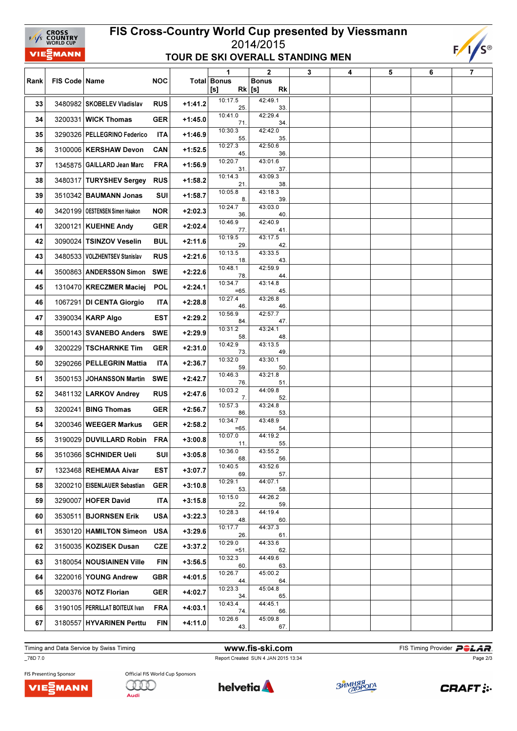# FIS Cross-Country World Cup presented by Viessmann

## 2014/2015

## TOUR DE SKI OVERALL STANDING MEN

| Rank | FIS Code | Name | NOC | Total | 1 Bonus [s] Rk | 2 Bonus [s] Rk | 3 | 4 | 5 | 6 | 7 |
|---|---|---|---|---|---|---|---|---|---|---|---|
| 33 | 3480982 | SKOBELEV Vladislav | RUS | +1:41.2 | 10:17.5 25. | 42:49.1 33. | | | | | |
| 34 | 3200331 | WICK Thomas | GER | +1:45.0 | 10:41.0 71. | 42:29.4 34. | | | | | |
| 35 | 3290326 | PELLEGRINO Federico | ITA | +1:46.9 | 10:30.3 55. | 42:42.0 35. | | | | | |
| 36 | 3100006 | KERSHAW Devon | CAN | +1:52.5 | 10:27.3 45. | 42:50.6 36. | | | | | |
| 37 | 1345875 | GAILLARD Jean Marc | FRA | +1:56.9 | 10:20.7 31. | 43:01.6 37. | | | | | |
| 38 | 3480317 | TURYSHEV Sergey | RUS | +1:58.2 | 10:14.3 21. | 43:09.3 38. | | | | | |
| 39 | 3510342 | BAUMANN Jonas | SUI | +1:58.7 | 10:05.8 8. | 43:18.3 39. | | | | | |
| 40 | 3420199 | OESTENSEN Simen Haakon | NOR | +2:02.3 | 10:24.7 36. | 43:03.0 40. | | | | | |
| 41 | 3200121 | KUEHNE Andy | GER | +2:02.4 | 10:46.9 77. | 42:40.9 41. | | | | | |
| 42 | 3090024 | TSINZOV Veselin | BUL | +2:11.6 | 10:19.5 29. | 43:17.5 42. | | | | | |
| 43 | 3480533 | VOLZHENTSEV Stanislav | RUS | +2:21.6 | 10:13.5 18. | 43:33.5 43. | | | | | |
| 44 | 3500863 | ANDERSSON Simon | SWE | +2:22.6 | 10:48.1 78. | 42:59.9 44. | | | | | |
| 45 | 1310470 | KRECZMER Maciej | POL | +2:24.1 | 10:34.7 =65. | 43:14.8 45. | | | | | |
| 46 | 1067291 | DI CENTA Giorgio | ITA | +2:28.8 | 10:27.4 46. | 43:26.8 46. | | | | | |
| 47 | 3390034 | KARP Algo | EST | +2:29.2 | 10:56.9 84. | 42:57.7 47. | | | | | |
| 48 | 3500143 | SVANEBO Anders | SWE | +2:29.9 | 10:31.2 58. | 43:24.1 48. | | | | | |
| 49 | 3200229 | TSCHARNKE Tim | GER | +2:31.0 | 10:42.9 73. | 43:13.5 49. | | | | | |
| 50 | 3290266 | PELLEGRIN Mattia | ITA | +2:36.7 | 10:32.0 59. | 43:30.1 50. | | | | | |
| 51 | 3500153 | JOHANSSON Martin | SWE | +2:42.7 | 10:46.3 76. | 43:21.8 51. | | | | | |
| 52 | 3481132 | LARKOV Andrey | RUS | +2:47.6 | 10:03.2 7. | 44:09.8 52. | | | | | |
| 53 | 3200241 | BING Thomas | GER | +2:56.7 | 10:57.3 86. | 43:24.8 53. | | | | | |
| 54 | 3200346 | WEEGER Markus | GER | +2:58.2 | 10:34.7 =65. | 43:48.9 54. | | | | | |
| 55 | 3190029 | DUVILLARD Robin | FRA | +3:00.8 | 10:07.0 11. | 44:19.2 55. | | | | | |
| 56 | 3510366 | SCHNIDER Ueli | SUI | +3:05.8 | 10:36.0 68. | 43:55.2 56. | | | | | |
| 57 | 1323468 | REHEMAA Aivar | EST | +3:07.7 | 10:40.5 69. | 43:52.6 57. | | | | | |
| 58 | 3200210 | EISENLAUER Sebastian | GER | +3:10.8 | 10:29.1 53. | 44:07.1 58. | | | | | |
| 59 | 3290007 | HOFER David | ITA | +3:15.8 | 10:15.0 22. | 44:26.2 59. | | | | | |
| 60 | 3530511 | BJORNSEN Erik | USA | +3:22.3 | 10:28.3 48. | 44:19.4 60. | | | | | |
| 61 | 3530120 | HAMILTON Simeon | USA | +3:29.6 | 10:17.7 26. | 44:37.3 61. | | | | | |
| 62 | 3150035 | KOZISEK Dusan | CZE | +3:37.2 | 10:29.0 =51. | 44:33.6 62. | | | | | |
| 63 | 3180054 | NOUSIAINEN Ville | FIN | +3:56.5 | 10:32.3 60. | 44:49.6 63. | | | | | |
| 64 | 3220016 | YOUNG Andrew | GBR | +4:01.5 | 10:26.7 44. | 45:00.2 64. | | | | | |
| 65 | 3200376 | NOTZ Florian | GER | +4:02.7 | 10:23.3 34. | 45:04.8 65. | | | | | |
| 66 | 3190105 | PERRILLAT BOITEUX Ivan | FRA | +4:03.1 | 10:43.4 74. | 44:45.1 66. | | | | | |
| 67 | 3180557 | HYVARINEN Perttu | FIN | +4:11.0 | 10:26.6 43. | 45:09.8 67. | | | | | |

Timing and Data Service by Swiss Timing — www.fis-ski.com — FIS Timing Provider POLAR

_78D 7.0 — Report Created SUN 4 JAN 2015 13:34

FIS Presenting Sponsor: VIESSMANN — Official FIS World Cup Sponsors: Audi, helvetia, Зимняя Дорога, CRAFT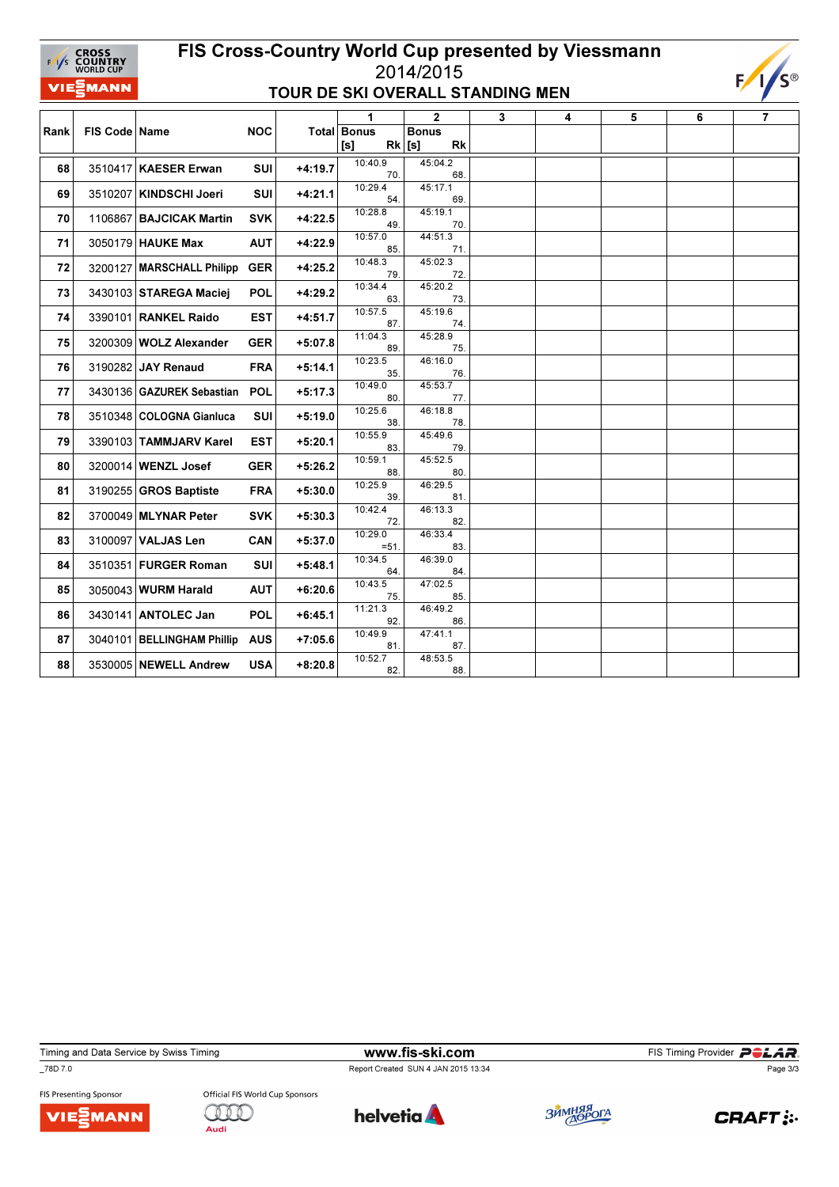# FIS Cross-Country World Cup presented by Viessmann

## 2014/2015

## TOUR DE SKI OVERALL STANDING MEN

| Rank | FIS Code | Name | NOC | Total | 1 Bonus [s] | 1 Rk | 2 Bonus [s] | 2 Rk | 3 | 4 | 5 | 6 | 7 |
|---|---|---|---|---|---|---|---|---|---|---|---|---|---|
| 68 | 3510417 | KAESER Erwan | SUI | +4:19.7 | 10:40.9 | 70. | 45:04.2 | 68. | | | | | |
| 69 | 3510207 | KINDSCHI Joeri | SUI | +4:21.1 | 10:29.4 | 54. | 45:17.1 | 69. | | | | | |
| 70 | 1106867 | BAJCICAK Martin | SVK | +4:22.5 | 10:28.8 | 49. | 45:19.1 | 70. | | | | | |
| 71 | 3050179 | HAUKE Max | AUT | +4:22.9 | 10:57.0 | 85. | 44:51.3 | 71. | | | | | |
| 72 | 3200127 | MARSCHALL Philipp | GER | +4:25.2 | 10:48.3 | 79. | 45:02.3 | 72. | | | | | |
| 73 | 3430103 | STAREGA Maciej | POL | +4:29.2 | 10:34.4 | 63. | 45:20.2 | 73. | | | | | |
| 74 | 3390101 | RANKEL Raido | EST | +4:51.7 | 10:57.5 | 87. | 45:19.6 | 74. | | | | | |
| 75 | 3200309 | WOLZ Alexander | GER | +5:07.8 | 11:04.3 | 89. | 45:28.9 | 75. | | | | | |
| 76 | 3190282 | JAY Renaud | FRA | +5:14.1 | 10:23.5 | 35. | 46:16.0 | 76. | | | | | |
| 77 | 3430136 | GAZUREK Sebastian | POL | +5:17.3 | 10:49.0 | 80. | 45:53.7 | 77. | | | | | |
| 78 | 3510348 | COLOGNA Gianluca | SUI | +5:19.0 | 10:25.6 | 38. | 46:18.8 | 78. | | | | | |
| 79 | 3390103 | TAMMJARV Karel | EST | +5:20.1 | 10:55.9 | 83. | 45:49.6 | 79. | | | | | |
| 80 | 3200014 | WENZL Josef | GER | +5:26.2 | 10:59.1 | 88. | 45:52.5 | 80. | | | | | |
| 81 | 3190255 | GROS Baptiste | FRA | +5:30.0 | 10:25.9 | 39. | 46:29.5 | 81. | | | | | |
| 82 | 3700049 | MLYNAR Peter | SVK | +5:30.3 | 10:42.4 | 72. | 46:13.3 | 82. | | | | | |
| 83 | 3100097 | VALJAS Len | CAN | +5:37.0 | 10:29.0 | =51. | 46:33.4 | 83. | | | | | |
| 84 | 3510351 | FURGER Roman | SUI | +5:48.1 | 10:34.5 | 64. | 46:39.0 | 84. | | | | | |
| 85 | 3050043 | WURM Harald | AUT | +6:20.6 | 10:43.5 | 75. | 47:02.5 | 85. | | | | | |
| 86 | 3430141 | ANTOLEC Jan | POL | +6:45.1 | 11:21.3 | 92. | 46:49.2 | 86. | | | | | |
| 87 | 3040101 | BELLINGHAM Phillip | AUS | +7:05.6 | 10:49.9 | 81. | 47:41.1 | 87. | | | | | |
| 88 | 3530005 | NEWELL Andrew | USA | +8:20.8 | 10:52.7 | 82. | 48:53.5 | 88. | | | | | |

Timing and Data Service by Swiss Timing

www.fis-ski.com

FIS Timing Provider POLAR

_78D 7.0

Report Created SUN 4 JAN 2015 13:34

FIS Presenting Sponsor

Official FIS World Cup Sponsors